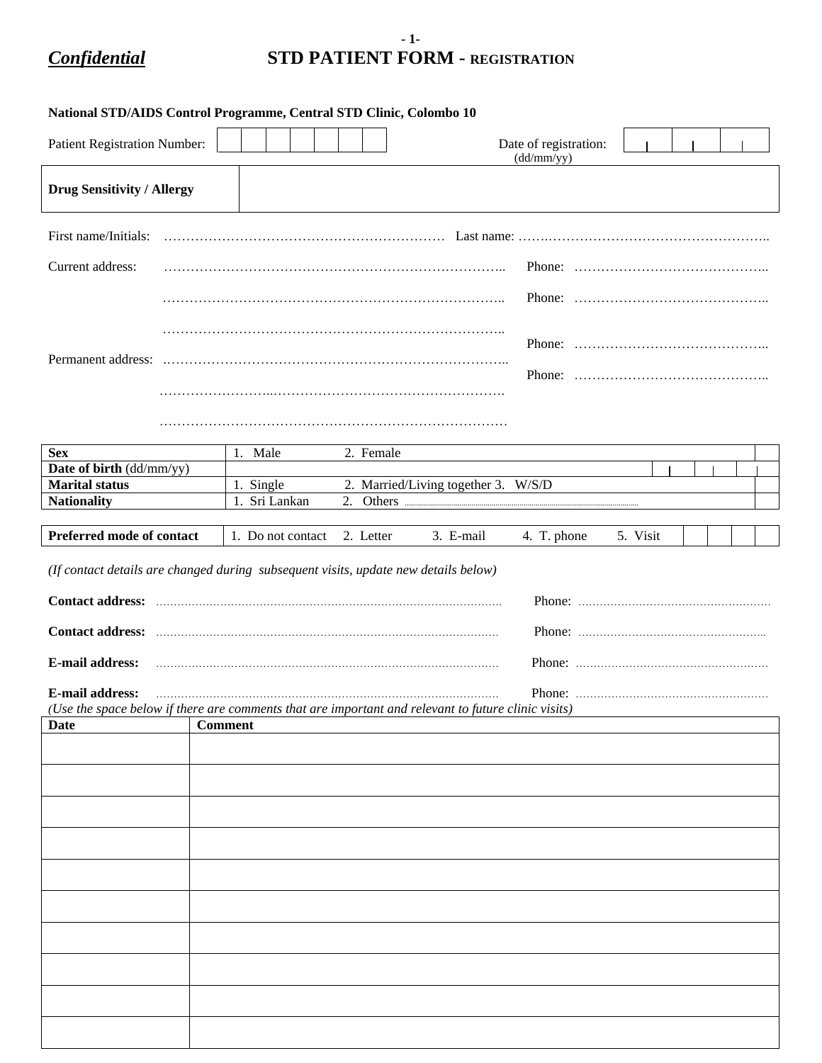*Confidential* **STD PATIENT FORM - REGISTRATION**

**National STD/AIDS Control Programme, Central STD Clinic, Colombo 10**

Patient Registration Number: | | | | | | | |          Date of registration: (dd/mm/yy) | | | |

| **Drug Sensitivity / Allergy** | |
|---|---|

First name/Initials: ………………………………………………………  Last name: …….…………………………………………..

Current address: ………………………………………………………………..  Phone: ……………………………………..

………………………………………………………………..  Phone: ……………………………………..

………………………………………………………………..  Phone: ……………………………………..

Permanent address: ………………………………………………………………..  Phone: ……………………………………..

……………………...…………………………………………….

………………………………………………………………………

| **Sex** | 1. Male 2. Female | |
|---|---|---|
| **Date of birth** (dd/mm/yy) | | |
| **Marital status** | 1. Single 2. Married/Living together 3. W/S/D | |
| **Nationality** | 1. Sri Lankan 2. Others ………… | |

| **Preferred mode of contact** | 1. Do not contact 2. Letter 3. E-mail 4. T. phone 5. Visit | | | | |
|---|---|---|---|---|---|

*(If contact details are changed during subsequent visits, update new details below)*

**Contact address:** ………………………………………………………………  Phone: ……………………………………

**Contact address:** ………………………………………………………………  Phone: ……………………………………

**E-mail address:** ………………………………………………………………  Phone: ……………………………………

**E-mail address:** ………………………………………………………………  Phone: ……………………………………

*(Use the space below if there are comments that are important and relevant to future clinic visits)*

| Date | Comment |
|---|---|
| | |
| | |
| | |
| | |
| | |
| | |
| | |
| | |
| | |
| | |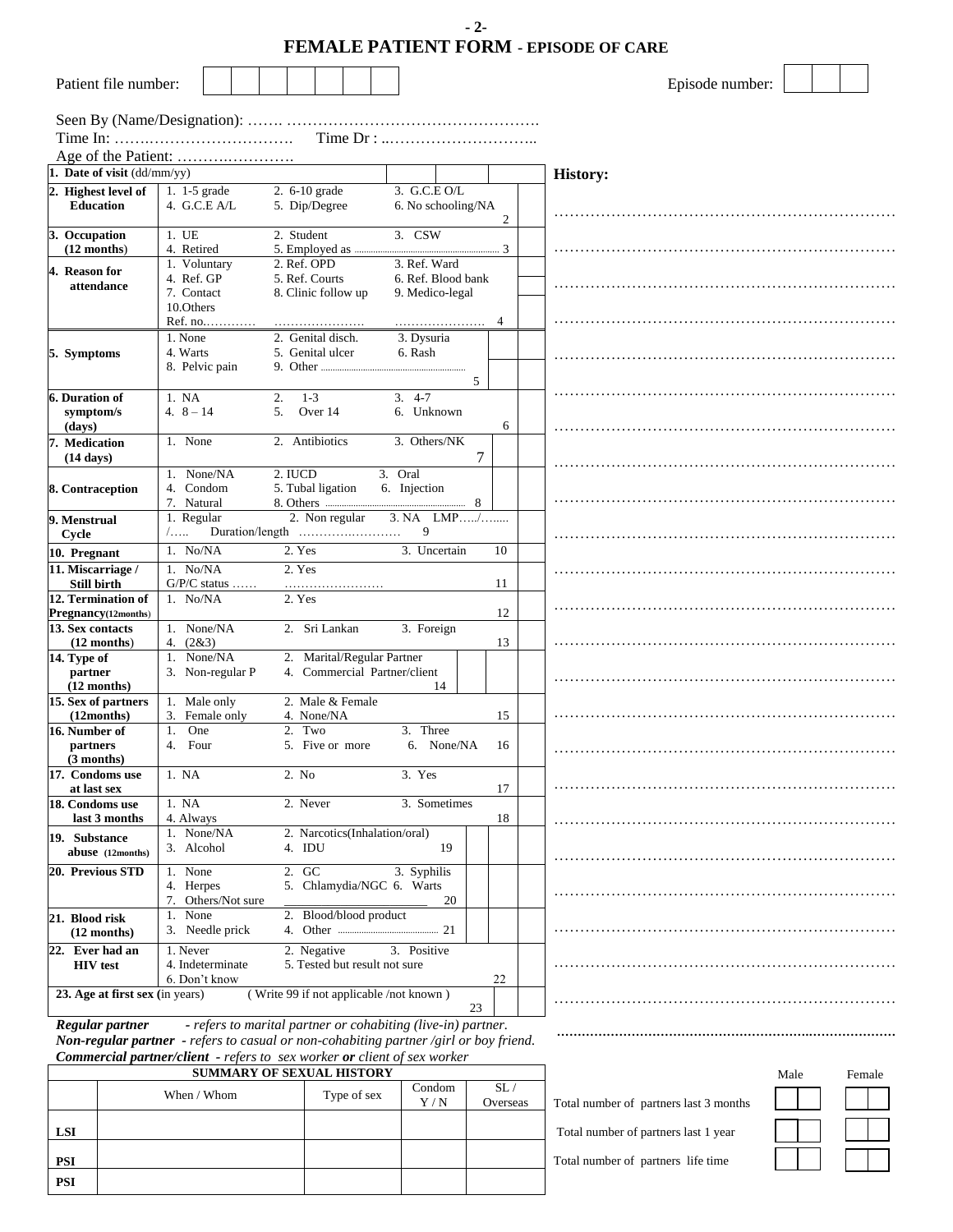# FEMALE PATIENT FORM - EPISODE OF CARE

Patient file number: | | | | | | | |  Episode number: | | | |

Seen By (Name/Designation): ……. ………………………………………….
Time In: ……..……………………… Time Dr : ..………………………..
Age of the Patient: ……….………….

| | | | | | |
|---|---|---|---|---|---|
| **1. Date of visit** (dd/mm/yy) | | | | | |
| **2. Highest level of Education** | 1. 1-5 grade<br>4. G.C.E A/L | 2. 6-10 grade<br>5. Dip/Degree | 3. G.C.E O/L<br>6. No schooling/NA 2 | | |
| **3. Occupation (12 months)** | 1. UE<br>4. Retired | 2. Student<br>5. Employed as ……… | 3. CSW<br>3 | | |
| **4. Reason for attendance** | 1. Voluntary<br>4. Ref. GP<br>7. Contact<br>10.Others<br>Ref. no………… | 2. Ref. OPD<br>5. Ref. Courts<br>8. Clinic follow up<br>………………… | 3. Ref. Ward<br>6. Ref. Blood bank<br>9. Medico-legal<br>………………… 4 | | |
| **5. Symptoms** | 1. None<br>4. Warts<br>8. Pelvic pain | 2. Genital disch.<br>5. Genital ulcer<br>9. Other ……… | 3. Dysuria<br>6. Rash<br>5 | | |
| **6. Duration of symptom/s (days)** | 1. NA<br>4. 8 – 14 | 2. 1-3<br>5. Over 14 | 3. 4-7<br>6. Unknown 6 | | |
| **7. Medication (14 days)** | 1. None | 2. Antibiotics | 3. Others/NK 7 | | |
| **8. Contraception** | 1. None/NA<br>4. Condom<br>7. Natural | 2. IUCD<br>5. Tubal ligation<br>8. Others ……… | 3. Oral<br>6. Injection<br>8 | | |
| **9. Menstrual Cycle** | 1. Regular<br>/….. | 2. Non regular<br>Duration/length ……………………… | 3. NA LMP…../……..<br>9 | | |
| **10. Pregnant** | 1. No/NA | 2. Yes | 3. Uncertain 10 | | |
| **11. Miscarriage / Still birth** | 1. No/NA<br>G/P/C status …… | 2. Yes<br>…………………… | 11 | | |
| **12. Termination of Pregnancy(12months)** | 1. No/NA | 2. Yes | 12 | | |
| **13. Sex contacts (12 months)** | 1. None/NA<br>4. (2&3) | 2. Sri Lankan | 3. Foreign 13 | | |
| **14. Type of partner (12 months)** | 1. None/NA<br>3. Non-regular P | 2. Marital/Regular Partner<br>4. Commercial Partner/client | 14 | | |
| **15. Sex of partners (12months)** | 1. Male only<br>3. Female only | 2. Male & Female<br>4. None/NA | 15 | | |
| **16. Number of partners (3 months)** | 1. One<br>4. Four | 2. Two<br>5. Five or more | 3. Three<br>6. None/NA 16 | | |
| **17. Condoms use at last sex** | 1. NA | 2. No | 3. Yes 17 | | |
| **18. Condoms use last 3 months** | 1. NA<br>4. Always | 2. Never | 3. Sometimes 18 | | |
| **19. Substance abuse (12months)** | 1. None/NA<br>3. Alcohol | 2. Narcotics(Inhalation/oral)<br>4. IDU | 19 | | |
| **20. Previous STD** | 1. None<br>4. Herpes<br>7. Others/Not sure | 2. GC<br>5. Chlamydia/NGC | 3. Syphilis<br>6. Warts<br>20 | | |
| **21. Blood risk (12 months)** | 1. None<br>3. Needle prick | 2. Blood/blood product<br>4. Other ……… | 21 | | |
| **22. Ever had an HIV test** | 1. Never<br>4. Indeterminate<br>6. Don't know | 2. Negative<br>5. Tested but result not sure | 3. Positive<br>22 | | |
| **23. Age at first sex** (in years) | (Write 99 if not applicable /not known ) | | 23 | | |

***Regular partner*** *- refers to marital partner or cohabiting (live-in) partner.*
***Non-regular partner*** *- refers to casual or non-cohabiting partner /girl or boy friend.*
***Commercial partner/client*** *- refers to sex worker **or** client of sex worker*

**History:**

……………………………………………………………
……………………………………………………………
……………………………………………………………
……………………………………………………………
……………………………………………………………
……………………………………………………………
……………………………………………………………
……………………………………………………………
……………………………………………………………
……………………………………………………………
……………………………………………………………
……………………………………………………………
……………………………………………………………
……………………………………………………………
……………………………………………………………
……………………………………………………………
……………………………………………………………
……………………………………………………………
……………………………………………………………
……………………………………………………………
……………………………………………………………
……………………………………………………………
……………………………………………………………
……………………………………………………………

| SUMMARY OF SEXUAL HISTORY | | | | |
|---|---|---|---|---|
| | When / Whom | Type of sex | Condom Y / N | SL / Overseas |
| LSI | | | | |
| PSI | | | | |
| PSI | | | | |

| | Male | Female |
|---|---|---|
| Total number of partners last 3 months | | |
| Total number of partners last 1 year | | |
| Total number of partners life time | | |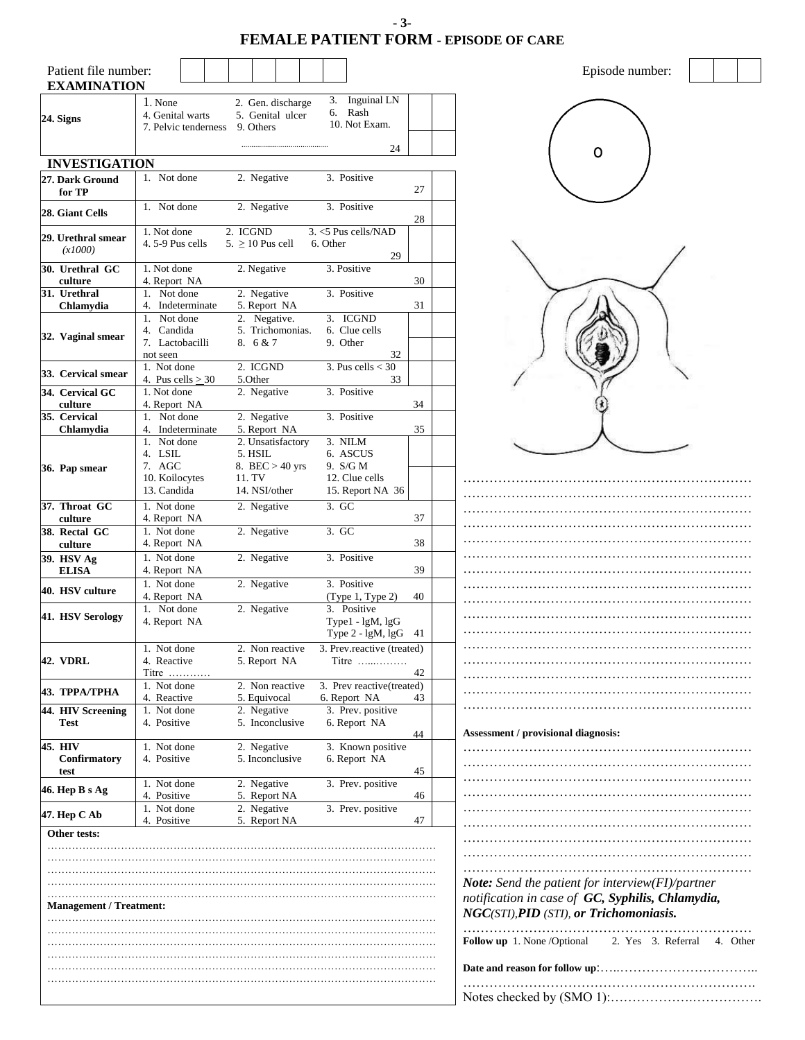# FEMALE PATIENT FORM - EPISODE OF CARE

Patient file number: | | | | | | | |    Episode number: | | | |

## EXAMINATION

| | | | |
|---|---|---|---|
| **24. Signs** | 1. None 2. Gen. discharge 3. Inguinal LN<br>4. Genital warts 5. Genital ulcer 6. Rash<br>7. Pelvic tenderness 9. Others 10. Not Exam.<br>.......................................... 24 | | |

## INVESTIGATION

| | | | |
|---|---|---|---|
| **27. Dark Ground for TP** | 1. Not done 2. Negative 3. Positive 27 | | |
| **28. Giant Cells** | 1. Not done 2. Negative 3. Positive 28 | | |
| **29. Urethral smear** *(x1000)* | 1. Not done 2. ICGND 3. <5 Pus cells/NAD<br>4. 5-9 Pus cells 5. ≥ 10 Pus cell 6. Other 29 | | |
| **30. Urethral GC culture** | 1. Not done 2. Negative 3. Positive<br>4. Report NA 30 | | |
| **31. Urethral Chlamydia** | 1. Not done 2. Negative 3. Positive<br>4. Indeterminate 5. Report NA 31 | | |
| **32. Vaginal smear** | 1. Not done 2. Negative. 3. ICGND<br>4. Candida 5. Trichomonias. 6. Clue cells<br>7. Lactobacilli not seen 8. 6 & 7 9. Other 32 | | |
| **33. Cervical smear** | 1. Not done 2. ICGND 3. Pus cells < 30<br>4. Pus cells ≥ 30 5.Other 33 | | |
| **34. Cervical GC culture** | 1. Not done 2. Negative 3. Positive<br>4. Report NA 34 | | |
| **35. Cervical Chlamydia** | 1. Not done 2. Negative 3. Positive<br>4. Indeterminate 5. Report NA 35 | | |
| **36. Pap smear** | 1. Not done 2. Unsatisfactory 3. NILM<br>4. LSIL 5. HSIL 6. ASCUS<br>7. AGC 8. BEC > 40 yrs 9. S/G M<br>10. Koilocytes 11. TV 12. Clue cells<br>13. Candida 14. NSI/other 15. Report NA 36 | | |
| **37. Throat GC culture** | 1. Not done 2. Negative 3. GC<br>4. Report NA 37 | | |
| **38. Rectal GC culture** | 1. Not done 2. Negative 3. GC<br>4. Report NA 38 | | |
| **39. HSV Ag ELISA** | 1. Not done 2. Negative 3. Positive<br>4. Report NA 39 | | |
| **40. HSV culture** | 1. Not done 2. Negative 3. Positive<br>4. Report NA (Type 1, Type 2) 40 | | |
| **41. HSV Serology** | 1. Not done 2. Negative 3. Positive<br>4. Report NA Type1 - lgM, lgG<br>Type 2 - lgM, lgG 41 | | |
| **42. VDRL** | 1. Not done 2. Non reactive 3. Prev.reactive (treated)<br>4. Reactive 5. Report NA Titre ….……….<br>Titre ………… 42 | | |
| **43. TPPA/TPHA** | 1. Not done 2. Non reactive 3. Prev reactive(treated)<br>4. Reactive 5. Equivocal 6. Report NA 43 | | |
| **44. HIV Screening Test** | 1. Not done 2. Negative 3. Prev. positive<br>4. Positive 5. Inconclusive 6. Report NA 44 | | |
| **45. HIV Confirmatory test** | 1. Not done 2. Negative 3. Known positive<br>4. Positive 5. Inconclusive 6. Report NA 45 | | |
| **46. Hep B s Ag** | 1. Not done 2. Negative 3. Prev. positive<br>4. Positive 5. Report NA 46 | | |
| **47. Hep C Ab** | 1. Not done 2. Negative 3. Prev. positive<br>4. Positive 5. Report NA 47 | | |

**Other tests:**

…………………………………………………………………………………………

…………………………………………………………………………………………

…………………………………………………………………………………………

…………………………………………………………………………………………

…………………………………………………………………………………………

**Management / Treatment:**

…………………………………………………………………………………………

…………………………………………………………………………………………

…………………………………………………………………………………………

…………………………………………………………………………………………

…………………………………………………………………………………………

…………………………………………………………………………………………

…………………………………………………………………………

…………………………………………………………………………

…………………………………………………………………………

…………………………………………………………………………

…………………………………………………………………………

…………………………………………………………………………

…………………………………………………………………………

…………………………………………………………………………

…………………………………………………………………………

…………………………………………………………………………

…………………………………………………………………………

…………………………………………………………………………

…………………………………………………………………………

…………………………………………………………………………

…………………………………………………………………………

**Assessment / provisional diagnosis:**

…………………………………………………………………………

…………………………………………………………………………

…………………………………………………………………………

…………………………………………………………………………

…………………………………………………………………………

…………………………………………………………………………

…………………………………………………………………………

…………………………………………………………………………

…………………………………………………………………………

***Note:*** *Send the patient for interview(FI)/partner notification in case of **GC, Syphilis, Chlamydia, NGC**(STI),**PID** (STI), **or Trichomoniasis.***

…………………………………………………………………………

**Follow up** 1. None /Optional 2. Yes 3. Referral 4. Other

**Date and reason for follow up**:…..……………………………..

…………………………………………………………………………

Notes checked by (SMO 1):……………….…………….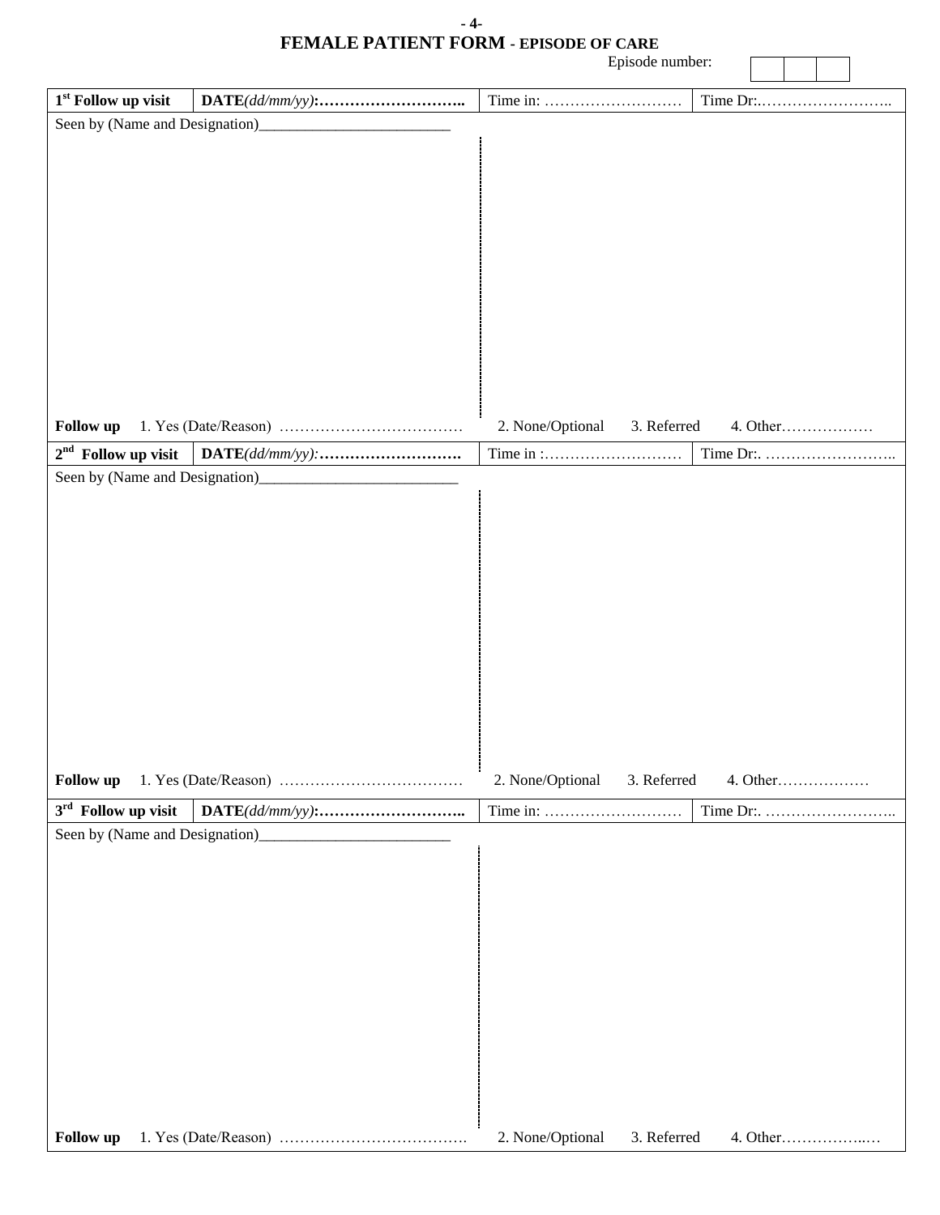# FEMALE PATIENT FORM - EPISODE OF CARE

Episode number: | | | |

| 1st Follow up visit | DATE*(dd/mm/yy)*:……………………….. | Time in: ……………………… | Time Dr:.…………………….. |
|---|---|---|---|

Seen by (Name and Designation)________________________

**Follow up** 1. Yes (Date/Reason) ……………………………… 2. None/Optional 3. Referred 4. Other………………

| 2nd Follow up visit | DATE*(dd/mm/yy)*:……………………….. | Time in :……………………… | Time Dr:. …………………….. |
|---|---|---|---|

Seen by (Name and Designation)________________________

**Follow up** 1. Yes (Date/Reason) ……………………………… 2. None/Optional 3. Referred 4. Other………………

| 3rd Follow up visit | DATE*(dd/mm/yy)*:……………………….. | Time in: ……………………… | Time Dr:. …………………….. |
|---|---|---|---|

Seen by (Name and Designation)________________________

**Follow up** 1. Yes (Date/Reason) ………………………………. 2. None/Optional 3. Referred 4. Other……………..…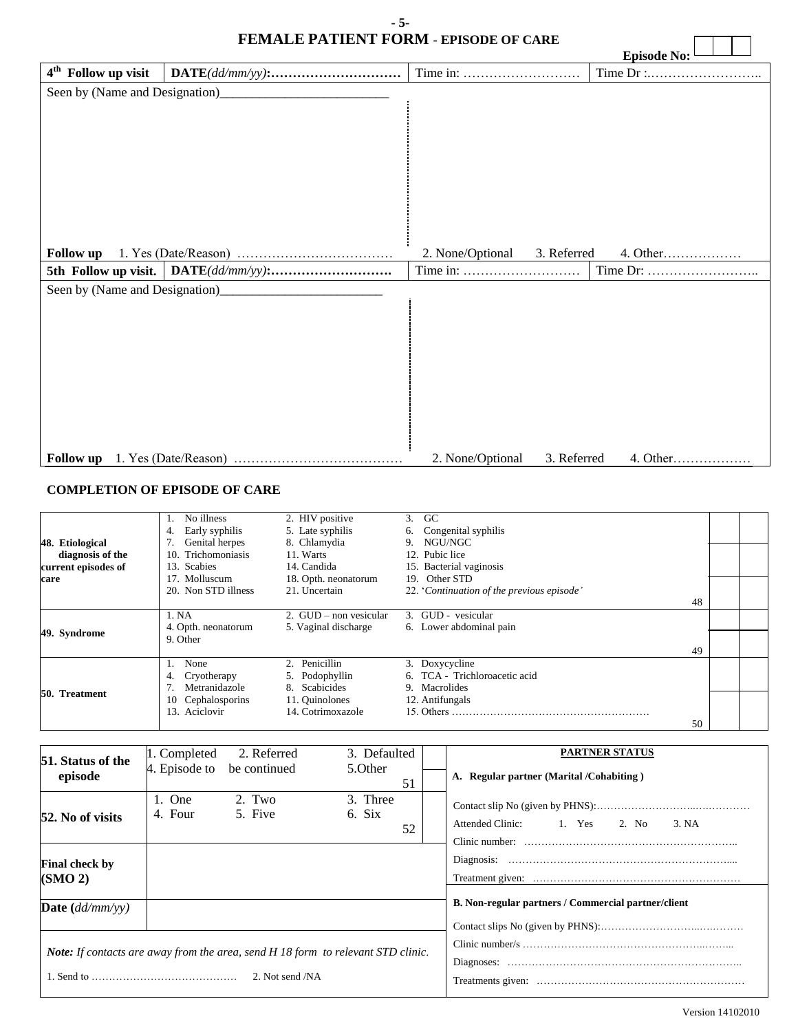# FEMALE PATIENT FORM - EPISODE OF CARE

**Episode No:** | | | |

| | | | |
|---|---|---|---|
| **4th Follow up visit** | **DATE**(*dd/mm/yy*)**:…………………………** | Time in: ……………………… | Time Dr :…………………….. |

Seen by (Name and Designation)_________________________

**Follow up** 1. Yes (Date/Reason) ……………………………… 2. None/Optional 3. Referred 4. Other………………

| | | | |
|---|---|---|---|
| **5th Follow up visit.** | **DATE**(*dd/mm/yy*)**:……………………….** | Time in: ……………………… | Time Dr: …………………….. |

Seen by (Name and Designation)________________________

**Follow up** 1. Yes (Date/Reason) ………………………………… 2. None/Optional 3. Referred 4. Other………………

## COMPLETION OF EPISODE OF CARE

| | | | |
|---|---|---|---|
| **48. Etiological diagnosis of the current episodes of care** | 1. No illness<br>4. Early syphilis<br>7. Genital herpes<br>10. Trichomoniasis<br>13. Scabies<br>17. Molluscum<br>20. Non STD illness | 2. HIV positive<br>5. Late syphilis<br>8. Chlamydia<br>11. Warts<br>14. Candida<br>18. Opth. neonatorum<br>21. Uncertain | 3. GC<br>6. Congenital syphilis<br>9. NGU/NGC<br>12. Pubic lice<br>15. Bacterial vaginosis<br>19. Other STD<br>22. '*Continuation of the previous episode*'<br>48 |
| **49. Syndrome** | 1. NA<br>4. Opth. neonatorum<br>9. Other | 2. GUD – non vesicular<br>5. Vaginal discharge | 3. GUD - vesicular<br>6. Lower abdominal pain<br>49 |
| **50. Treatment** | 1. None<br>4. Cryotherapy<br>7. Metranidazole<br>10 Cephalosporins<br>13. Aciclovir | 2. Penicillin<br>5. Podophyllin<br>8. Scabicides<br>11. Quinolones<br>14. Cotrimoxazole | 3. Doxycycline<br>6. TCA - Trichloroacetic acid<br>9. Macrolides<br>12. Antifungals<br>15. Others …………………………………………………<br>50 |

| | | |
|---|---|---|
| **51. Status of the episode** | 1. Completed 2. Referred 3. Defaulted<br>4. Episode to be continued 5.Other | 51 |
| **52. No of visits** | 1. One 2. Two 3. Three<br>4. Four 5. Five 6. Six | 52 |
| **Final check by (SMO 2)** | | |
| **Date (***dd/mm/yy***)** | | |

***Note:*** *If contacts are away from the area, send H 18 form to relevant STD clinic.*

1. Send to …………………………………… 2. Not send /NA

**PARTNER STATUS**

**A. Regular partner (Marital /Cohabiting )**

Contact slip No (given by PHNS):………………………..….………

Attended Clinic: 1. Yes 2. No 3. NA

Clinic number: ……………………………………………………..

Diagnosis: ………………………………………………………....

Treatment given: ……………………………………………………

**B. Non-regular partners / Commercial partner/client**

Contact slips No (given by PHNS):……………………..…………

Clinic number/s …………………………………………..……..

Diagnoses: …………………………………………………………..

Treatments given: ……………………………………………………

Version 14102010